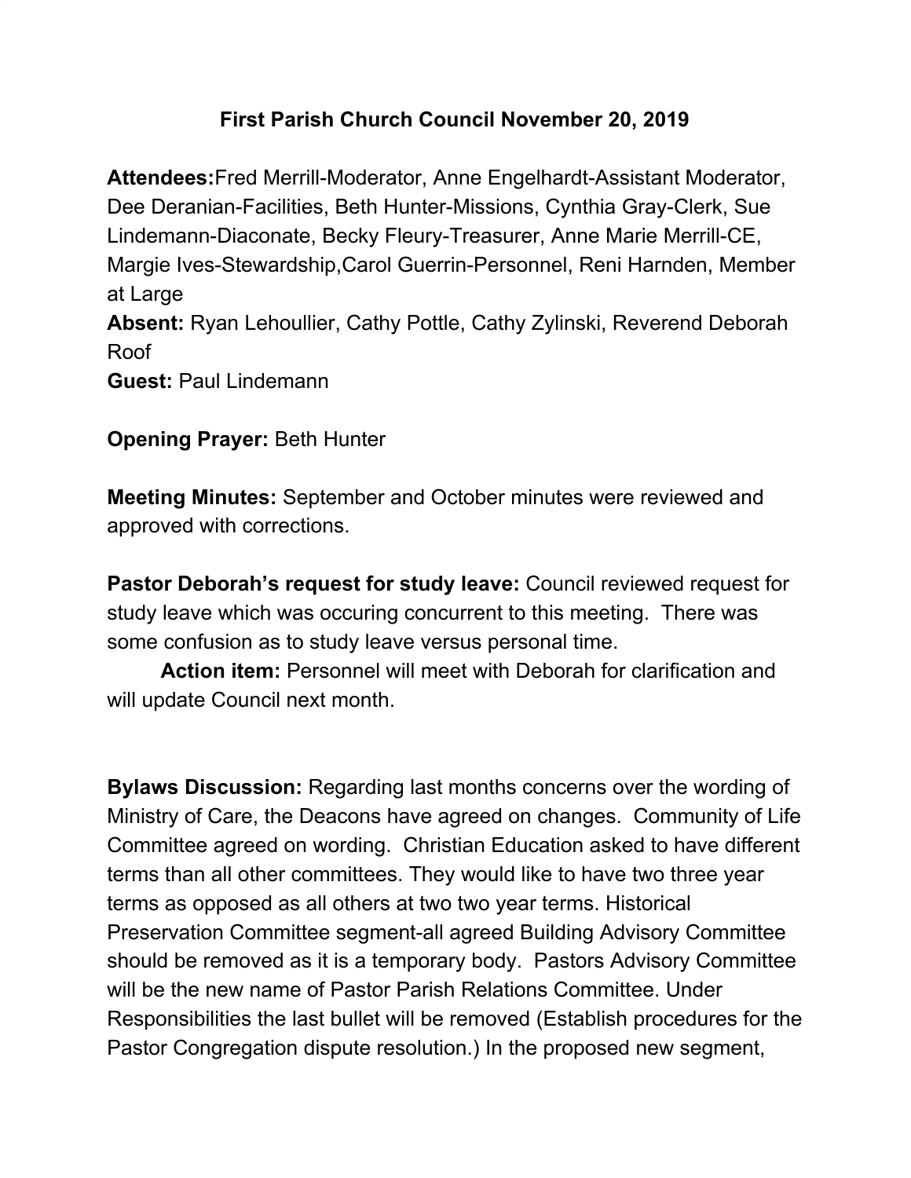# First Parish Church Council November 20, 2019

**Attendees:** Fred Merrill-Moderator, Anne Engelhardt-Assistant Moderator, Dee Deranian-Facilities, Beth Hunter-Missions, Cynthia Gray-Clerk, Sue Lindemann-Diaconate, Becky Fleury-Treasurer, Anne Marie Merrill-CE, Margie Ives-Stewardship,Carol Guerrin-Personnel, Reni Harnden, Member at Large

**Absent:** Ryan Lehoullier, Cathy Pottle, Cathy Zylinski, Reverend Deborah Roof

**Guest:** Paul Lindemann

**Opening Prayer:** Beth Hunter

**Meeting Minutes:** September and October minutes were reviewed and approved with corrections.

**Pastor Deborah's request for study leave:** Council reviewed request for study leave which was occuring concurrent to this meeting. There was some confusion as to study leave versus personal time.

**Action item:** Personnel will meet with Deborah for clarification and will update Council next month.

**Bylaws Discussion:** Regarding last months concerns over the wording of Ministry of Care, the Deacons have agreed on changes. Community of Life Committee agreed on wording. Christian Education asked to have different terms than all other committees. They would like to have two three year terms as opposed as all others at two two year terms. Historical Preservation Committee segment-all agreed Building Advisory Committee should be removed as it is a temporary body. Pastors Advisory Committee will be the new name of Pastor Parish Relations Committee. Under Responsibilities the last bullet will be removed (Establish procedures for the Pastor Congregation dispute resolution.) In the proposed new segment,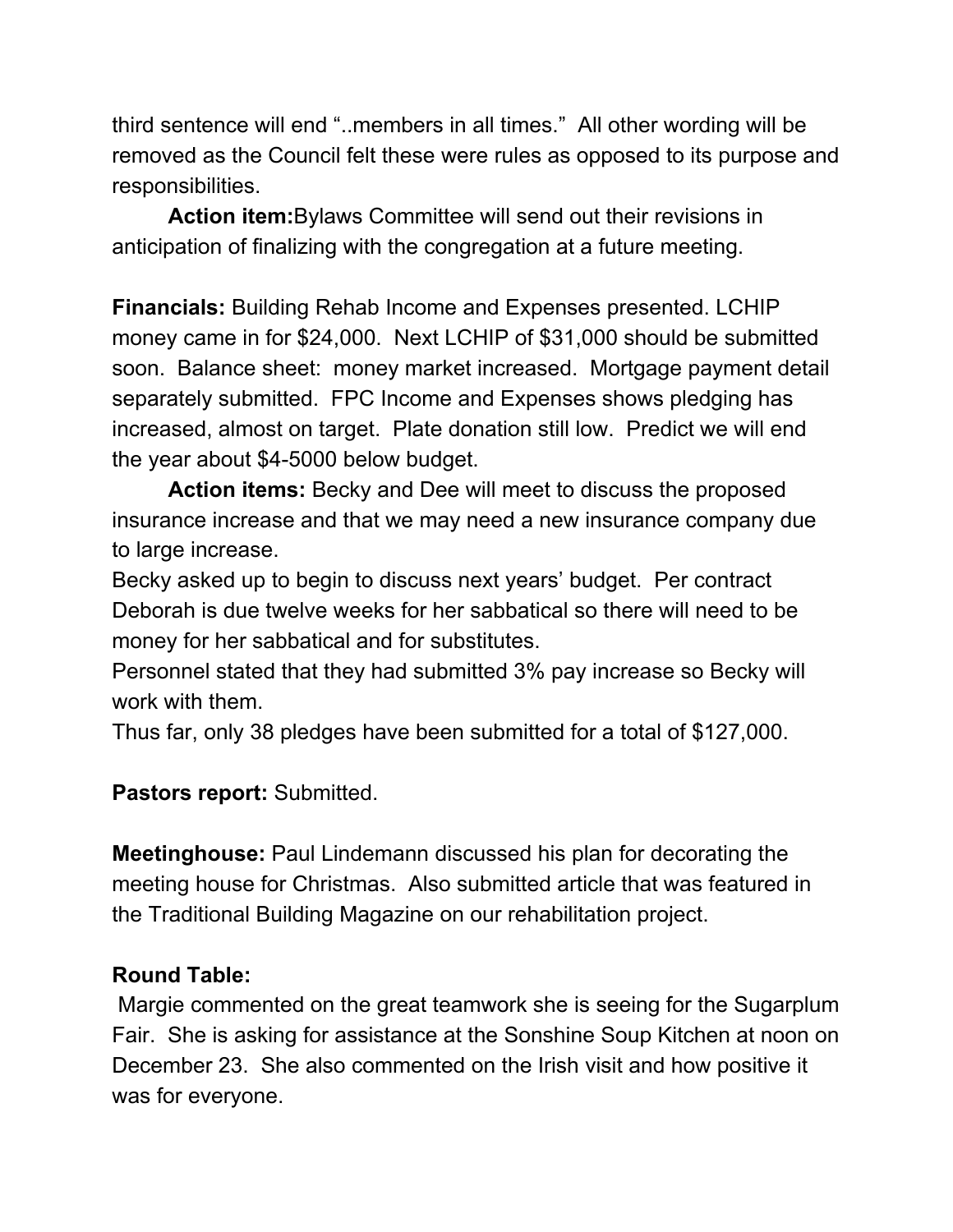third sentence will end "..members in all times." All other wording will be removed as the Council felt these were rules as opposed to its purpose and responsibilities.

**Action item:**Bylaws Committee will send out their revisions in anticipation of finalizing with the congregation at a future meeting.

**Financials:** Building Rehab Income and Expenses presented. LCHIP money came in for $24,000. Next LCHIP of $31,000 should be submitted soon. Balance sheet: money market increased. Mortgage payment detail separately submitted. FPC Income and Expenses shows pledging has increased, almost on target. Plate donation still low. Predict we will end the year about $4-5000 below budget.

**Action items:** Becky and Dee will meet to discuss the proposed insurance increase and that we may need a new insurance company due to large increase.

Becky asked up to begin to discuss next years' budget. Per contract Deborah is due twelve weeks for her sabbatical so there will need to be money for her sabbatical and for substitutes.

Personnel stated that they had submitted 3% pay increase so Becky will work with them.

Thus far, only 38 pledges have been submitted for a total of $127,000.

**Pastors report:** Submitted.

**Meetinghouse:** Paul Lindemann discussed his plan for decorating the meeting house for Christmas. Also submitted article that was featured in the Traditional Building Magazine on our rehabilitation project.

**Round Table:**

Margie commented on the great teamwork she is seeing for the Sugarplum Fair. She is asking for assistance at the Sonshine Soup Kitchen at noon on December 23. She also commented on the Irish visit and how positive it was for everyone.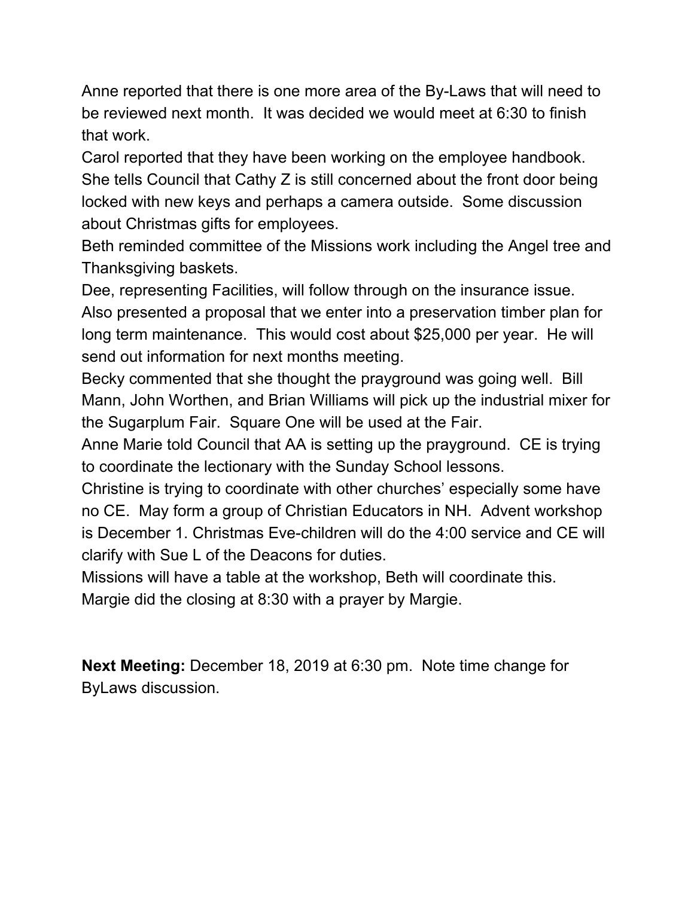Anne reported that there is one more area of the By-Laws that will need to be reviewed next month. It was decided we would meet at 6:30 to finish that work.

Carol reported that they have been working on the employee handbook. She tells Council that Cathy Z is still concerned about the front door being locked with new keys and perhaps a camera outside. Some discussion about Christmas gifts for employees.

Beth reminded committee of the Missions work including the Angel tree and Thanksgiving baskets.

Dee, representing Facilities, will follow through on the insurance issue. Also presented a proposal that we enter into a preservation timber plan for long term maintenance. This would cost about $25,000 per year. He will send out information for next months meeting.

Becky commented that she thought the prayground was going well. Bill Mann, John Worthen, and Brian Williams will pick up the industrial mixer for the Sugarplum Fair. Square One will be used at the Fair.

Anne Marie told Council that AA is setting up the prayground. CE is trying to coordinate the lectionary with the Sunday School lessons.

Christine is trying to coordinate with other churches' especially some have no CE. May form a group of Christian Educators in NH. Advent workshop is December 1. Christmas Eve-children will do the 4:00 service and CE will clarify with Sue L of the Deacons for duties.

Missions will have a table at the workshop, Beth will coordinate this.

Margie did the closing at 8:30 with a prayer by Margie.

**Next Meeting:** December 18, 2019 at 6:30 pm. Note time change for ByLaws discussion.